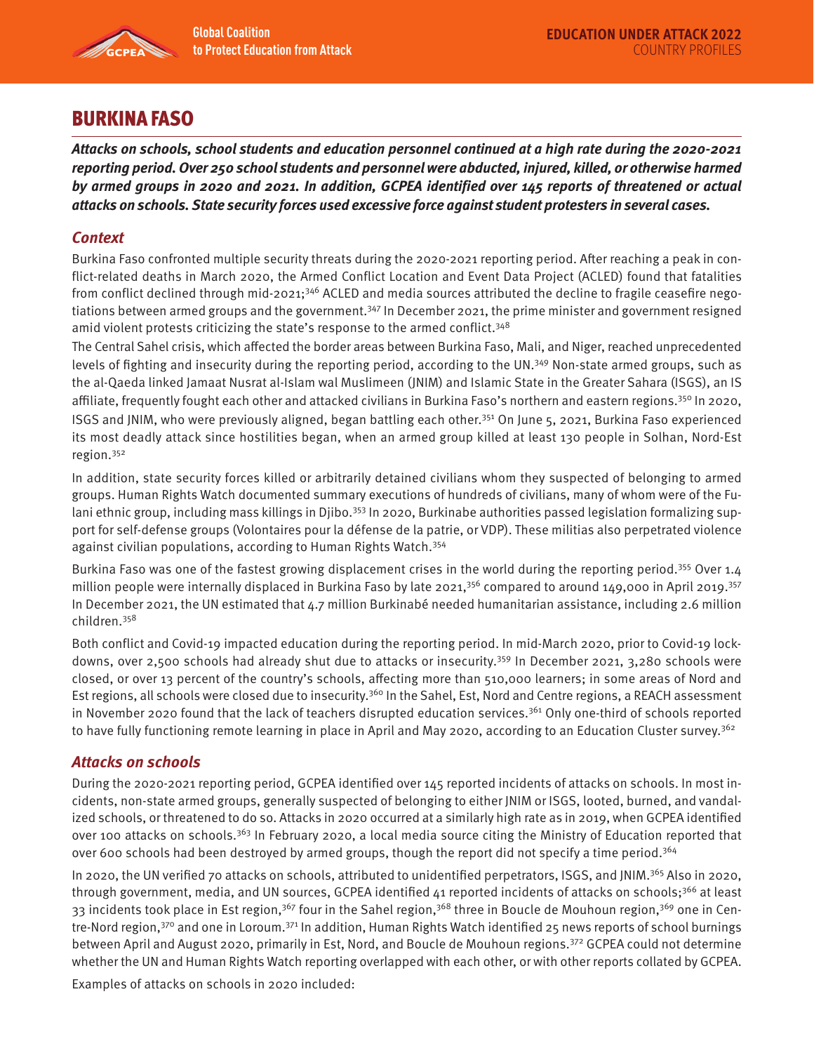# BURKINA FASO

***Attacks on schools, school students and education personnel continued at a high rate during the 2020-2021 reporting period. Over 250 school students and personnel were abducted, injured, killed, or otherwise harmed by armed groups in 2020 and 2021. In addition, GCPEA identified over 145 reports of threatened or actual attacks on schools. State security forces used excessive force against student protesters in several cases.***

## *Context*

Burkina Faso confronted multiple security threats during the 2020-2021 reporting period. After reaching a peak in conflict-related deaths in March 2020, the Armed Conflict Location and Event Data Project (ACLED) found that fatalities from conflict declined through mid-2021;[346] ACLED and media sources attributed the decline to fragile ceasefire negotiations between armed groups and the government.[347] In December 2021, the prime minister and government resigned amid violent protests criticizing the state's response to the armed conflict.[348]

The Central Sahel crisis, which affected the border areas between Burkina Faso, Mali, and Niger, reached unprecedented levels of fighting and insecurity during the reporting period, according to the UN.[349] Non-state armed groups, such as the al-Qaeda linked Jamaat Nusrat al-Islam wal Muslimeen (JNIM) and Islamic State in the Greater Sahara (ISGS), an IS affiliate, frequently fought each other and attacked civilians in Burkina Faso's northern and eastern regions.[350] In 2020, ISGS and JNIM, who were previously aligned, began battling each other.[351] On June 5, 2021, Burkina Faso experienced its most deadly attack since hostilities began, when an armed group killed at least 130 people in Solhan, Nord-Est region.[352]

In addition, state security forces killed or arbitrarily detained civilians whom they suspected of belonging to armed groups. Human Rights Watch documented summary executions of hundreds of civilians, many of whom were of the Fulani ethnic group, including mass killings in Djibo.[353] In 2020, Burkinabe authorities passed legislation formalizing support for self-defense groups (Volontaires pour la défense de la patrie, or VDP). These militias also perpetrated violence against civilian populations, according to Human Rights Watch.[354]

Burkina Faso was one of the fastest growing displacement crises in the world during the reporting period.[355] Over 1.4 million people were internally displaced in Burkina Faso by late 2021,[356] compared to around 149,000 in April 2019.[357] In December 2021, the UN estimated that 4.7 million Burkinabé needed humanitarian assistance, including 2.6 million children.[358]

Both conflict and Covid-19 impacted education during the reporting period. In mid-March 2020, prior to Covid-19 lockdowns, over 2,500 schools had already shut due to attacks or insecurity.[359] In December 2021, 3,280 schools were closed, or over 13 percent of the country's schools, affecting more than 510,000 learners; in some areas of Nord and Est regions, all schools were closed due to insecurity.[360] In the Sahel, Est, Nord and Centre regions, a REACH assessment in November 2020 found that the lack of teachers disrupted education services.[361] Only one-third of schools reported to have fully functioning remote learning in place in April and May 2020, according to an Education Cluster survey.[362]

## *Attacks on schools*

During the 2020-2021 reporting period, GCPEA identified over 145 reported incidents of attacks on schools. In most incidents, non-state armed groups, generally suspected of belonging to either JNIM or ISGS, looted, burned, and vandalized schools, or threatened to do so. Attacks in 2020 occurred at a similarly high rate as in 2019, when GCPEA identified over 100 attacks on schools.[363] In February 2020, a local media source citing the Ministry of Education reported that over 600 schools had been destroyed by armed groups, though the report did not specify a time period.[364]

In 2020, the UN verified 70 attacks on schools, attributed to unidentified perpetrators, ISGS, and JNIM.[365] Also in 2020, through government, media, and UN sources, GCPEA identified 41 reported incidents of attacks on schools;[366] at least 33 incidents took place in Est region,[367] four in the Sahel region,[368] three in Boucle de Mouhoun region,[369] one in Centre-Nord region,[370] and one in Loroum.[371] In addition, Human Rights Watch identified 25 news reports of school burnings between April and August 2020, primarily in Est, Nord, and Boucle de Mouhoun regions.[372] GCPEA could not determine whether the UN and Human Rights Watch reporting overlapped with each other, or with other reports collated by GCPEA.

Examples of attacks on schools in 2020 included: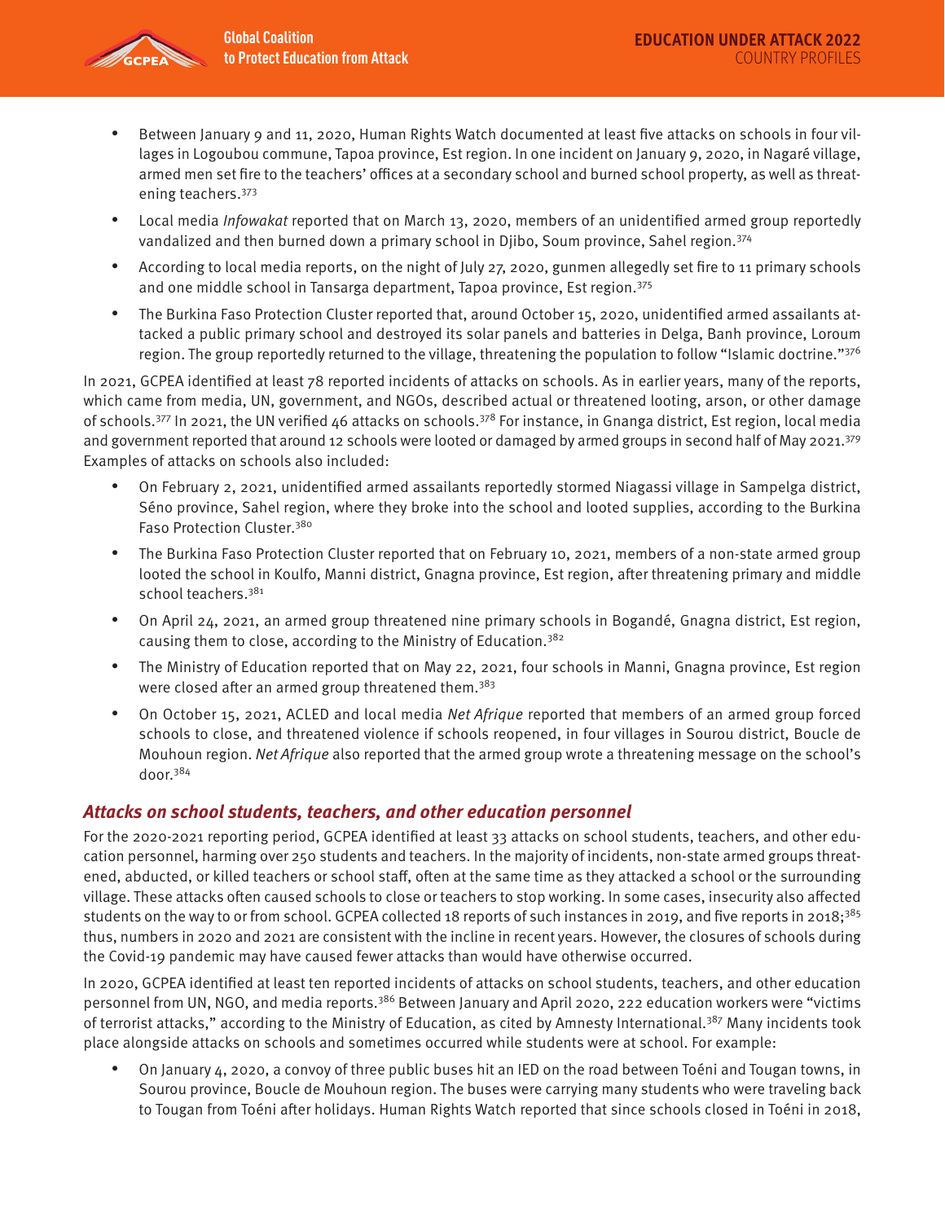- Between January 9 and 11, 2020, Human Rights Watch documented at least five attacks on schools in four villages in Logoubou commune, Tapoa province, Est region. In one incident on January 9, 2020, in Nagaré village, armed men set fire to the teachers' offices at a secondary school and burned school property, as well as threatening teachers.[373]
- Local media *Infowakat* reported that on March 13, 2020, members of an unidentified armed group reportedly vandalized and then burned down a primary school in Djibo, Soum province, Sahel region.[374]
- According to local media reports, on the night of July 27, 2020, gunmen allegedly set fire to 11 primary schools and one middle school in Tansarga department, Tapoa province, Est region.[375]
- The Burkina Faso Protection Cluster reported that, around October 15, 2020, unidentified armed assailants attacked a public primary school and destroyed its solar panels and batteries in Delga, Banh province, Loroum region. The group reportedly returned to the village, threatening the population to follow "Islamic doctrine."[376]

In 2021, GCPEA identified at least 78 reported incidents of attacks on schools. As in earlier years, many of the reports, which came from media, UN, government, and NGOs, described actual or threatened looting, arson, or other damage of schools.[377] In 2021, the UN verified 46 attacks on schools.[378] For instance, in Gnanga district, Est region, local media and government reported that around 12 schools were looted or damaged by armed groups in second half of May 2021.[379] Examples of attacks on schools also included:

- On February 2, 2021, unidentified armed assailants reportedly stormed Niagassi village in Sampelga district, Séno province, Sahel region, where they broke into the school and looted supplies, according to the Burkina Faso Protection Cluster.[380]
- The Burkina Faso Protection Cluster reported that on February 10, 2021, members of a non-state armed group looted the school in Koulfo, Manni district, Gnagna province, Est region, after threatening primary and middle school teachers.[381]
- On April 24, 2021, an armed group threatened nine primary schools in Bogandé, Gnagna district, Est region, causing them to close, according to the Ministry of Education.[382]
- The Ministry of Education reported that on May 22, 2021, four schools in Manni, Gnagna province, Est region were closed after an armed group threatened them.[383]
- On October 15, 2021, ACLED and local media *Net Afrique* reported that members of an armed group forced schools to close, and threatened violence if schools reopened, in four villages in Sourou district, Boucle de Mouhoun region. *Net Afrique* also reported that the armed group wrote a threatening message on the school's door.[384]

### *Attacks on school students, teachers, and other education personnel*

For the 2020-2021 reporting period, GCPEA identified at least 33 attacks on school students, teachers, and other education personnel, harming over 250 students and teachers. In the majority of incidents, non-state armed groups threatened, abducted, or killed teachers or school staff, often at the same time as they attacked a school or the surrounding village. These attacks often caused schools to close or teachers to stop working. In some cases, insecurity also affected students on the way to or from school. GCPEA collected 18 reports of such instances in 2019, and five reports in 2018;[385] thus, numbers in 2020 and 2021 are consistent with the incline in recent years. However, the closures of schools during the Covid-19 pandemic may have caused fewer attacks than would have otherwise occurred.

In 2020, GCPEA identified at least ten reported incidents of attacks on school students, teachers, and other education personnel from UN, NGO, and media reports.[386] Between January and April 2020, 222 education workers were "victims of terrorist attacks," according to the Ministry of Education, as cited by Amnesty International.[387] Many incidents took place alongside attacks on schools and sometimes occurred while students were at school. For example:

- On January 4, 2020, a convoy of three public buses hit an IED on the road between Toéni and Tougan towns, in Sourou province, Boucle de Mouhoun region. The buses were carrying many students who were traveling back to Tougan from Toéni after holidays. Human Rights Watch reported that since schools closed in Toéni in 2018,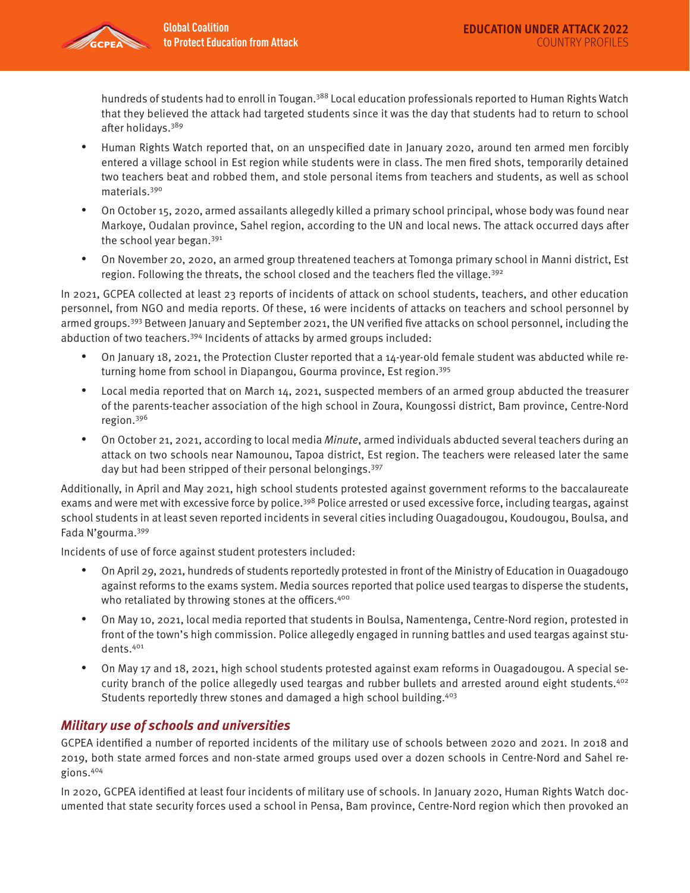hundreds of students had to enroll in Tougan.[388] Local education professionals reported to Human Rights Watch that they believed the attack had targeted students since it was the day that students had to return to school after holidays.[389]

- Human Rights Watch reported that, on an unspecified date in January 2020, around ten armed men forcibly entered a village school in Est region while students were in class. The men fired shots, temporarily detained two teachers beat and robbed them, and stole personal items from teachers and students, as well as school materials.[390]
- On October 15, 2020, armed assailants allegedly killed a primary school principal, whose body was found near Markoye, Oudalan province, Sahel region, according to the UN and local news. The attack occurred days after the school year began.[391]
- On November 20, 2020, an armed group threatened teachers at Tomonga primary school in Manni district, Est region. Following the threats, the school closed and the teachers fled the village.[392]

In 2021, GCPEA collected at least 23 reports of incidents of attack on school students, teachers, and other education personnel, from NGO and media reports. Of these, 16 were incidents of attacks on teachers and school personnel by armed groups.[393] Between January and September 2021, the UN verified five attacks on school personnel, including the abduction of two teachers.[394] Incidents of attacks by armed groups included:

- On January 18, 2021, the Protection Cluster reported that a 14-year-old female student was abducted while returning home from school in Diapangou, Gourma province, Est region.[395]
- Local media reported that on March 14, 2021, suspected members of an armed group abducted the treasurer of the parents-teacher association of the high school in Zoura, Koungossi district, Bam province, Centre-Nord region.[396]
- On October 21, 2021, according to local media *Minute*, armed individuals abducted several teachers during an attack on two schools near Namounou, Tapoa district, Est region. The teachers were released later the same day but had been stripped of their personal belongings.[397]

Additionally, in April and May 2021, high school students protested against government reforms to the baccalaureate exams and were met with excessive force by police.[398] Police arrested or used excessive force, including teargas, against school students in at least seven reported incidents in several cities including Ouagadougou, Koudougou, Boulsa, and Fada N'gourma.[399]

Incidents of use of force against student protesters included:

- On April 29, 2021, hundreds of students reportedly protested in front of the Ministry of Education in Ouagadougo against reforms to the exams system. Media sources reported that police used teargas to disperse the students, who retaliated by throwing stones at the officers.[400]
- On May 10, 2021, local media reported that students in Boulsa, Namentenga, Centre-Nord region, protested in front of the town's high commission. Police allegedly engaged in running battles and used teargas against students.[401]
- On May 17 and 18, 2021, high school students protested against exam reforms in Ouagadougou. A special security branch of the police allegedly used teargas and rubber bullets and arrested around eight students.[402] Students reportedly threw stones and damaged a high school building.[403]

## *Military use of schools and universities*

GCPEA identified a number of reported incidents of the military use of schools between 2020 and 2021. In 2018 and 2019, both state armed forces and non-state armed groups used over a dozen schools in Centre-Nord and Sahel regions.[404]

In 2020, GCPEA identified at least four incidents of military use of schools. In January 2020, Human Rights Watch documented that state security forces used a school in Pensa, Bam province, Centre-Nord region which then provoked an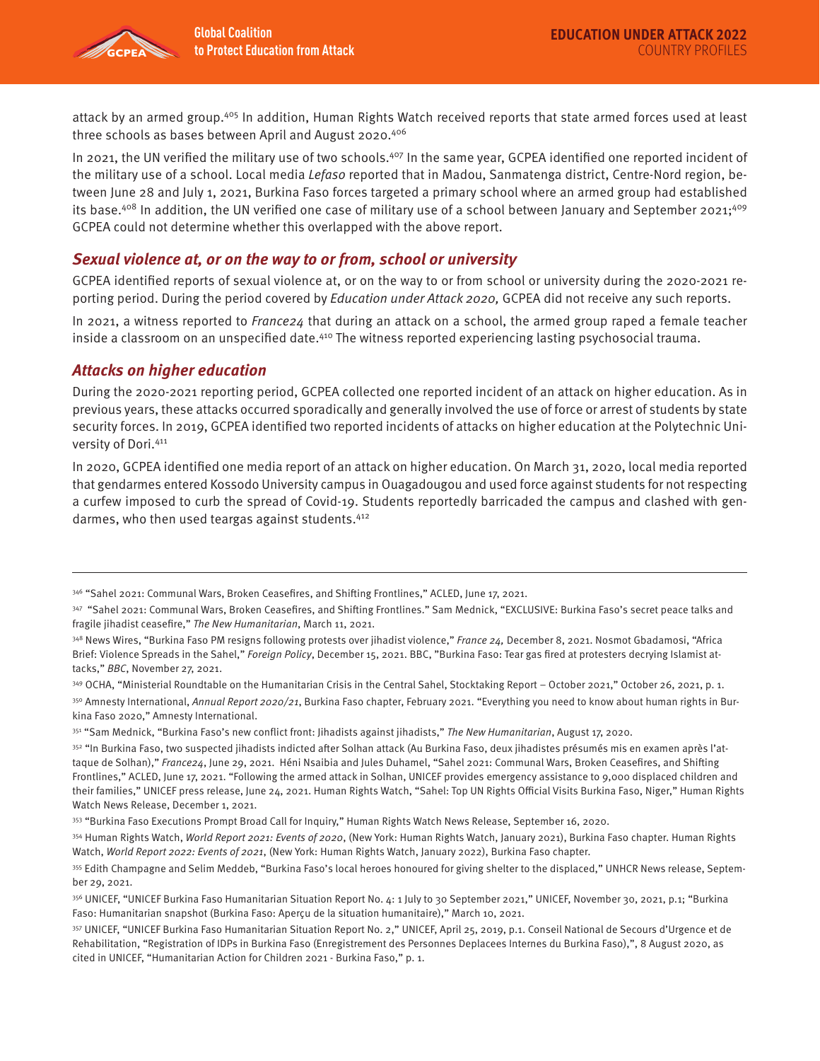attack by an armed group.[405] In addition, Human Rights Watch received reports that state armed forces used at least three schools as bases between April and August 2020.[406]

In 2021, the UN verified the military use of two schools.[407] In the same year, GCPEA identified one reported incident of the military use of a school. Local media *Lefaso* reported that in Madou, Sanmatenga district, Centre-Nord region, between June 28 and July 1, 2021, Burkina Faso forces targeted a primary school where an armed group had established its base.[408] In addition, the UN verified one case of military use of a school between January and September 2021;[409] GCPEA could not determine whether this overlapped with the above report.

## *Sexual violence at, or on the way to or from, school or university*

GCPEA identified reports of sexual violence at, or on the way to or from school or university during the 2020-2021 reporting period. During the period covered by *Education under Attack 2020,* GCPEA did not receive any such reports.

In 2021, a witness reported to *France24* that during an attack on a school, the armed group raped a female teacher inside a classroom on an unspecified date.[410] The witness reported experiencing lasting psychosocial trauma.

## *Attacks on higher education*

During the 2020-2021 reporting period, GCPEA collected one reported incident of an attack on higher education. As in previous years, these attacks occurred sporadically and generally involved the use of force or arrest of students by state security forces. In 2019, GCPEA identified two reported incidents of attacks on higher education at the Polytechnic University of Dori.[411]

In 2020, GCPEA identified one media report of an attack on higher education. On March 31, 2020, local media reported that gendarmes entered Kossodo University campus in Ouagadougou and used force against students for not respecting a curfew imposed to curb the spread of Covid-19. Students reportedly barricaded the campus and clashed with gendarmes, who then used teargas against students.[412]

---

[346] "Sahel 2021: Communal Wars, Broken Ceasefires, and Shifting Frontlines," ACLED, June 17, 2021.

[347] "Sahel 2021: Communal Wars, Broken Ceasefires, and Shifting Frontlines." Sam Mednick, "EXCLUSIVE: Burkina Faso's secret peace talks and fragile jihadist ceasefire," *The New Humanitarian*, March 11, 2021.

[348] News Wires, "Burkina Faso PM resigns following protests over jihadist violence," *France 24,* December 8, 2021. Nosmot Gbadamosi, "Africa Brief: Violence Spreads in the Sahel," *Foreign Policy*, December 15, 2021. BBC, "Burkina Faso: Tear gas fired at protesters decrying Islamist attacks," *BBC*, November 27, 2021.

[349] OCHA, "Ministerial Roundtable on the Humanitarian Crisis in the Central Sahel, Stocktaking Report – October 2021," October 26, 2021, p. 1.

[350] Amnesty International, *Annual Report 2020/21*, Burkina Faso chapter, February 2021. "Everything you need to know about human rights in Burkina Faso 2020," Amnesty International.

[351] "Sam Mednick, "Burkina Faso's new conflict front: Jihadists against jihadists," *The New Humanitarian*, August 17, 2020.

[352] "In Burkina Faso, two suspected jihadists indicted after Solhan attack (Au Burkina Faso, deux jihadistes présumés mis en examen après l'attaque de Solhan)," *France24*, June 29, 2021. Héni Nsaibia and Jules Duhamel, "Sahel 2021: Communal Wars, Broken Ceasefires, and Shifting Frontlines," ACLED, June 17, 2021. "Following the armed attack in Solhan, UNICEF provides emergency assistance to 9,000 displaced children and their families," UNICEF press release, June 24, 2021. Human Rights Watch, "Sahel: Top UN Rights Official Visits Burkina Faso, Niger," Human Rights Watch News Release, December 1, 2021.

[353] "Burkina Faso Executions Prompt Broad Call for Inquiry," Human Rights Watch News Release, September 16, 2020.

[354] Human Rights Watch, *World Report 2021: Events of 2020*, (New York: Human Rights Watch, January 2021), Burkina Faso chapter. Human Rights Watch, *World Report 2022: Events of 2021*, (New York: Human Rights Watch, January 2022), Burkina Faso chapter.

[355] Edith Champagne and Selim Meddeb, "Burkina Faso's local heroes honoured for giving shelter to the displaced," UNHCR News release, September 29, 2021.

[356] UNICEF, "UNICEF Burkina Faso Humanitarian Situation Report No. 4: 1 July to 30 September 2021," UNICEF, November 30, 2021, p.1; "Burkina Faso: Humanitarian snapshot (Burkina Faso: Aperçu de la situation humanitaire)," March 10, 2021.

[357] UNICEF, "UNICEF Burkina Faso Humanitarian Situation Report No. 2," UNICEF, April 25, 2019, p.1. Conseil National de Secours d'Urgence et de Rehabilitation, "Registration of IDPs in Burkina Faso (Enregistrement des Personnes Deplacees Internes du Burkina Faso),", 8 August 2020, as cited in UNICEF, "Humanitarian Action for Children 2021 - Burkina Faso," p. 1.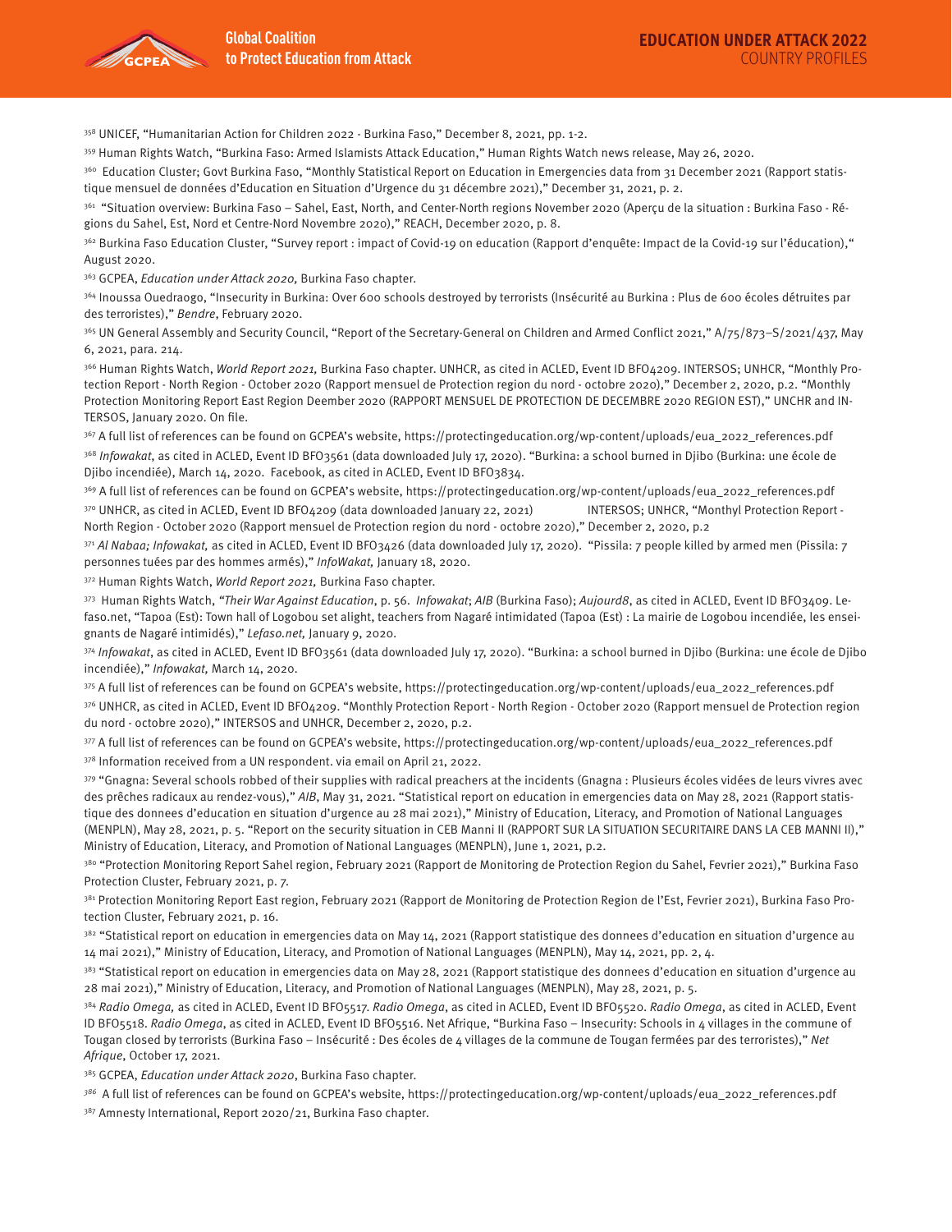[358] UNICEF, "Humanitarian Action for Children 2022 - Burkina Faso," December 8, 2021, pp. 1-2.

[359] Human Rights Watch, "Burkina Faso: Armed Islamists Attack Education," Human Rights Watch news release, May 26, 2020.

[360] Education Cluster; Govt Burkina Faso, "Monthly Statistical Report on Education in Emergencies data from 31 December 2021 (Rapport statistique mensuel de données d'Education en Situation d'Urgence du 31 décembre 2021)," December 31, 2021, p. 2.

[361] "Situation overview: Burkina Faso – Sahel, East, North, and Center-North regions November 2020 (Aperçu de la situation : Burkina Faso - Régions du Sahel, Est, Nord et Centre-Nord Novembre 2020)," REACH, December 2020, p. 8.

[362] Burkina Faso Education Cluster, "Survey report : impact of Covid-19 on education (Rapport d'enquête: Impact de la Covid-19 sur l'éducation)," August 2020.

[363] GCPEA, *Education under Attack 2020,* Burkina Faso chapter.

[364] Inoussa Ouedraogo, "Insecurity in Burkina: Over 600 schools destroyed by terrorists (Insécurité au Burkina : Plus de 600 écoles détruites par des terroristes)," *Bendre*, February 2020.

[365] UN General Assembly and Security Council, "Report of the Secretary-General on Children and Armed Conflict 2021," A/75/873–S/2021/437, May 6, 2021, para. 214.

[366] Human Rights Watch, *World Report 2021,* Burkina Faso chapter. UNHCR, as cited in ACLED, Event ID BFO4209. INTERSOS; UNHCR, "Monthly Protection Report - North Region - October 2020 (Rapport mensuel de Protection region du nord - octobre 2020)," December 2, 2020, p.2. "Monthly Protection Monitoring Report East Region Deember 2020 (RAPPORT MENSUEL DE PROTECTION DE DECEMBRE 2020 REGION EST)," UNCHR and INTERSOS, January 2020. On file.

[367] A full list of references can be found on GCPEA's website, https://protectingeducation.org/wp-content/uploads/eua_2022_references.pdf

[368] *Infowakat*, as cited in ACLED, Event ID BFO3561 (data downloaded July 17, 2020). "Burkina: a school burned in Djibo (Burkina: une école de Djibo incendiée), March 14, 2020. Facebook, as cited in ACLED, Event ID BFO3834.

[369] A full list of references can be found on GCPEA's website, https://protectingeducation.org/wp-content/uploads/eua_2022_references.pdf

[370] UNHCR, as cited in ACLED, Event ID BFO4209 (data downloaded January 22, 2021) INTERSOS; UNHCR, "Monthyl Protection Report - North Region - October 2020 (Rapport mensuel de Protection region du nord - octobre 2020)," December 2, 2020, p.2

[371] *Al Nabaa; Infowakat,* as cited in ACLED, Event ID BFO3426 (data downloaded July 17, 2020). "Pissila: 7 people killed by armed men (Pissila: 7 personnes tuées par des hommes armés)," *InfoWakat,* January 18, 2020.

[372] Human Rights Watch, *World Report 2021,* Burkina Faso chapter.

[373] Human Rights Watch, *"Their War Against Education*, p. 56. *Infowakat*; *AIB* (Burkina Faso); *Aujourd8*, as cited in ACLED, Event ID BFO3409. Lefaso.net, "Tapoa (Est): Town hall of Logobou set alight, teachers from Nagaré intimidated (Tapoa (Est) : La mairie de Logobou incendiée, les enseignants de Nagaré intimidés)," *Lefaso.net,* January 9, 2020.

[374] *Infowakat*, as cited in ACLED, Event ID BFO3561 (data downloaded July 17, 2020). "Burkina: a school burned in Djibo (Burkina: une école de Djibo incendiée)," *Infowakat,* March 14, 2020.

[375] A full list of references can be found on GCPEA's website, https://protectingeducation.org/wp-content/uploads/eua_2022_references.pdf

[376] UNHCR, as cited in ACLED, Event ID BFO4209. "Monthly Protection Report - North Region - October 2020 (Rapport mensuel de Protection region du nord - octobre 2020)," INTERSOS and UNHCR, December 2, 2020, p.2.

[377] A full list of references can be found on GCPEA's website, https://protectingeducation.org/wp-content/uploads/eua_2022_references.pdf

[378] Information received from a UN respondent. via email on April 21, 2022.

[379] "Gnagna: Several schools robbed of their supplies with radical preachers at the incidents (Gnagna : Plusieurs écoles vidées de leurs vivres avec des prêches radicaux au rendez-vous)," *AIB*, May 31, 2021. "Statistical report on education in emergencies data on May 28, 2021 (Rapport statistique des donnees d'education en situation d'urgence au 28 mai 2021)," Ministry of Education, Literacy, and Promotion of National Languages (MENPLN), May 28, 2021, p. 5. "Report on the security situation in CEB Manni II (RAPPORT SUR LA SITUATION SECURITAIRE DANS LA CEB MANNI II)," Ministry of Education, Literacy, and Promotion of National Languages (MENPLN), June 1, 2021, p.2.

[380] "Protection Monitoring Report Sahel region, February 2021 (Rapport de Monitoring de Protection Region du Sahel, Fevrier 2021)," Burkina Faso Protection Cluster, February 2021, p. 7.

[381] Protection Monitoring Report East region, February 2021 (Rapport de Monitoring de Protection Region de l'Est, Fevrier 2021), Burkina Faso Protection Cluster, February 2021, p. 16.

[382] "Statistical report on education in emergencies data on May 14, 2021 (Rapport statistique des donnees d'education en situation d'urgence au 14 mai 2021)," Ministry of Education, Literacy, and Promotion of National Languages (MENPLN), May 14, 2021, pp. 2, 4.

[383] "Statistical report on education in emergencies data on May 28, 2021 (Rapport statistique des donnees d'education en situation d'urgence au 28 mai 2021)," Ministry of Education, Literacy, and Promotion of National Languages (MENPLN), May 28, 2021, p. 5.

[384] *Radio Omega,* as cited in ACLED, Event ID BFO5517. *Radio Omega*, as cited in ACLED, Event ID BFO5520. *Radio Omega*, as cited in ACLED, Event ID BFO5518. *Radio Omega*, as cited in ACLED, Event ID BFO5516. Net Afrique, "Burkina Faso – Insecurity: Schools in 4 villages in the commune of Tougan closed by terrorists (Burkina Faso – Insécurité : Des écoles de 4 villages de la commune de Tougan fermées par des terroristes)," *Net Afrique*, October 17, 2021.

[385] GCPEA, *Education under Attack 2020*, Burkina Faso chapter.

[386] A full list of references can be found on GCPEA's website, https://protectingeducation.org/wp-content/uploads/eua_2022_references.pdf

[387] Amnesty International, Report 2020/21, Burkina Faso chapter.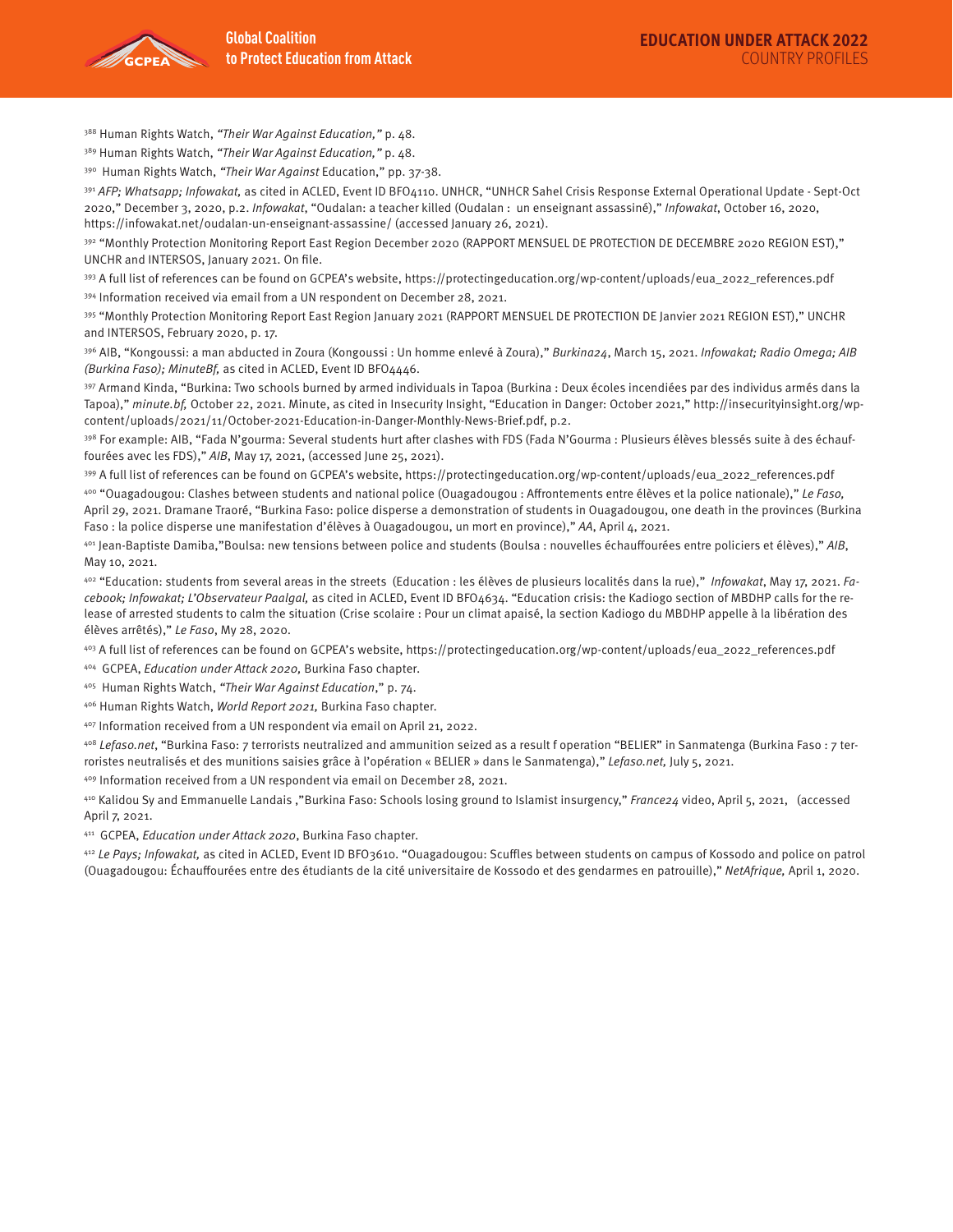[388] Human Rights Watch, *"Their War Against Education,"* p. 48.

[389] Human Rights Watch, *"Their War Against Education,"* p. 48.

[390] Human Rights Watch, *"Their War Against* Education," pp. 37-38.

[391] *AFP; Whatsapp; Infowakat,* as cited in ACLED, Event ID BFO4110. UNHCR, "UNHCR Sahel Crisis Response External Operational Update - Sept-Oct 2020," December 3, 2020, p.2. *Infowakat*, "Oudalan: a teacher killed (Oudalan : un enseignant assassiné)," *Infowakat*, October 16, 2020, https://infowakat.net/oudalan-un-enseignant-assassine/ (accessed January 26, 2021).

[392] "Monthly Protection Monitoring Report East Region December 2020 (RAPPORT MENSUEL DE PROTECTION DE DECEMBRE 2020 REGION EST)," UNCHR and INTERSOS, January 2021. On file.

[393] A full list of references can be found on GCPEA's website, https://protectingeducation.org/wp-content/uploads/eua_2022_references.pdf

[394] Information received via email from a UN respondent on December 28, 2021.

[395] "Monthly Protection Monitoring Report East Region January 2021 (RAPPORT MENSUEL DE PROTECTION DE Janvier 2021 REGION EST)," UNCHR and INTERSOS, February 2020, p. 17.

[396] AIB, "Kongoussi: a man abducted in Zoura (Kongoussi : Un homme enlevé à Zoura)," *Burkina24*, March 15, 2021. *Infowakat; Radio Omega; AIB (Burkina Faso); MinuteBf,* as cited in ACLED, Event ID BFO4446.

[397] Armand Kinda, "Burkina: Two schools burned by armed individuals in Tapoa (Burkina : Deux écoles incendiées par des individus armés dans la Tapoa)," *minute.bf,* October 22, 2021. Minute, as cited in Insecurity Insight, "Education in Danger: October 2021," http://insecurityinsight.org/wp-content/uploads/2021/11/October-2021-Education-in-Danger-Monthly-News-Brief.pdf, p.2.

[398] For example: AIB, "Fada N'gourma: Several students hurt after clashes with FDS (Fada N'Gourma : Plusieurs élèves blessés suite à des échauffourées avec les FDS)," *AIB*, May 17, 2021, (accessed June 25, 2021).

[399] A full list of references can be found on GCPEA's website, https://protectingeducation.org/wp-content/uploads/eua_2022_references.pdf

[400] "Ouagadougou: Clashes between students and national police (Ouagadougou : Affrontements entre élèves et la police nationale)," *Le Faso,* April 29, 2021. Dramane Traoré, "Burkina Faso: police disperse a demonstration of students in Ouagadougou, one death in the provinces (Burkina Faso : la police disperse une manifestation d'élèves à Ouagadougou, un mort en province)," *AA*, April 4, 2021.

[401] Jean-Baptiste Damiba,"Boulsa: new tensions between police and students (Boulsa : nouvelles échauffourées entre policiers et élèves)," *AIB*, May 10, 2021.

[402] "Education: students from several areas in the streets (Education : les élèves de plusieurs localités dans la rue)," *Infowakat*, May 17, 2021. *Facebook; Infowakat; L'Observateur Paalgal,* as cited in ACLED, Event ID BFO4634. "Education crisis: the Kadiogo section of MBDHP calls for the release of arrested students to calm the situation (Crise scolaire : Pour un climat apaisé, la section Kadiogo du MBDHP appelle à la libération des élèves arrêtés)," *Le Faso*, My 28, 2020.

[403] A full list of references can be found on GCPEA's website, https://protectingeducation.org/wp-content/uploads/eua_2022_references.pdf

[404] GCPEA, *Education under Attack 2020,* Burkina Faso chapter.

[405] Human Rights Watch, *"Their War Against Education*," p. 74.

[406] Human Rights Watch, *World Report 2021,* Burkina Faso chapter.

[407] Information received from a UN respondent via email on April 21, 2022.

[408] *Lefaso.net*, "Burkina Faso: 7 terrorists neutralized and ammunition seized as a result f operation "BELIER" in Sanmatenga (Burkina Faso : 7 terroristes neutralisés et des munitions saisies grâce à l'opération « BELIER » dans le Sanmatenga)," *Lefaso.net,* July 5, 2021.

[409] Information received from a UN respondent via email on December 28, 2021.

[410] Kalidou Sy and Emmanuelle Landais ,"Burkina Faso: Schools losing ground to Islamist insurgency," *France24* video, April 5, 2021, (accessed April 7, 2021.

[411] GCPEA, *Education under Attack 2020*, Burkina Faso chapter.

[412] *Le Pays; Infowakat,* as cited in ACLED, Event ID BFO3610. "Ouagadougou: Scuffles between students on campus of Kossodo and police on patrol (Ouagadougou: Échauffourées entre des étudiants de la cité universitaire de Kossodo et des gendarmes en patrouille)," *NetAfrique,* April 1, 2020.